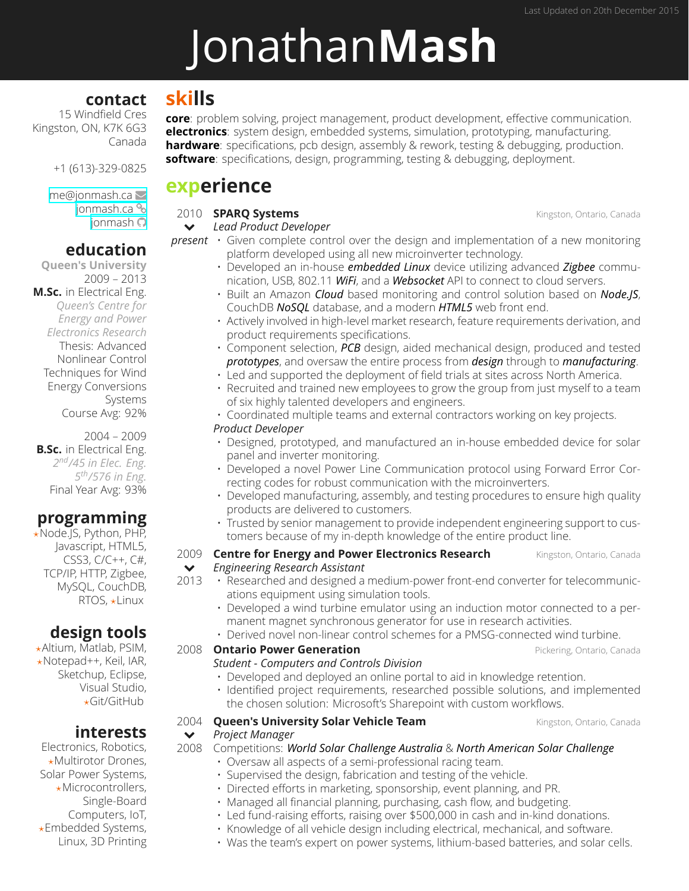Last Updated on 20th December 2015

# Jonathan **Mash**

## contact

15 Windfield Cres
Kingston, ON, K7K 6G3
Canada

+1 (613)-329-0825

me@jonmash.ca
jonmash.ca
jonmash

## education

**Queen's University**

2009 – 2013
**M.Sc.** in Electrical Eng.
*Queen's Centre for Energy and Power Electronics Research*
Thesis: Advanced Nonlinear Control Techniques for Wind Energy Conversions Systems
Course Avg: 92%

2004 – 2009
**B.Sc.** in Electrical Eng.
*2nd/45 in Elec. Eng.*
*5th/576 in Eng.*
Final Year Avg: 93%

## programming

★Node.JS, Python, PHP, Javascript, HTML5, CSS3, C/C++, C#, TCP/IP, HTTP, Zigbee, MySQL, CouchDB, RTOS, ★Linux

## design tools

★Altium, Matlab, PSIM, ★Notepad++, Keil, IAR, Sketchup, Eclipse, Visual Studio, ★Git/GitHub

## interests

Electronics, Robotics, ★Multirotor Drones, Solar Power Systems, ★Microcontrollers, Single-Board Computers, IoT, ★Embedded Systems, Linux, 3D Printing

## skills

**core**: problem solving, project management, product development, effective communication.
**electronics**: system design, embedded systems, simulation, prototyping, manufacturing.
**hardware**: specifications, pcb design, assembly & rework, testing & debugging, production.
**software**: specifications, design, programming, testing & debugging, deployment.

## experience

### 2010 – present: SPARQ Systems — Kingston, Ontario, Canada

*Lead Product Developer*

- Given complete control over the design and implementation of a new monitoring platform developed using all new microinverter technology.
- Developed an in-house ***embedded Linux*** device utilizing advanced ***Zigbee*** communication, USB, 802.11 ***WiFi***, and a ***Websocket*** API to connect to cloud servers.
- Built an Amazon ***Cloud*** based monitoring and control solution based on ***Node.JS***, CouchDB ***NoSQL*** database, and a modern ***HTML5*** web front end.
- Actively involved in high-level market research, feature requirements derivation, and product requirements specifications.
- Component selection, ***PCB*** design, aided mechanical design, produced and tested ***prototypes***, and oversaw the entire process from ***design*** through to ***manufacturing***.
- Led and supported the deployment of field trials at sites across North America.
- Recruited and trained new employees to grow the group from just myself to a team of six highly talented developers and engineers.
- Coordinated multiple teams and external contractors working on key projects.

*Product Developer*

- Designed, prototyped, and manufactured an in-house embedded device for solar panel and inverter monitoring.
- Developed a novel Power Line Communication protocol using Forward Error Correcting codes for robust communication with the microinverters.
- Developed manufacturing, assembly, and testing procedures to ensure high quality products are delivered to customers.
- Trusted by senior management to provide independent engineering support to customers because of my in-depth knowledge of the entire product line.

### 2009 – 2013: Centre for Energy and Power Electronics Research — Kingston, Ontario, Canada

*Engineering Research Assistant*

- Researched and designed a medium-power front-end converter for telecommunications equipment using simulation tools.
- Developed a wind turbine emulator using an induction motor connected to a permanent magnet synchronous generator for use in research activities.
- Derived novel non-linear control schemes for a PMSG-connected wind turbine.

### 2008: Ontario Power Generation — Pickering, Ontario, Canada

*Student - Computers and Controls Division*

- Developed and deployed an online portal to aid in knowledge retention.
- Identified project requirements, researched possible solutions, and implemented the chosen solution: Microsoft's Sharepoint with custom workflows.

### 2004 – 2008: Queen's University Solar Vehicle Team — Kingston, Ontario, Canada

*Project Manager*

Competitions: *World Solar Challenge Australia* & *North American Solar Challenge*

- Oversaw all aspects of a semi-professional racing team.
- Supervised the design, fabrication and testing of the vehicle.
- Directed efforts in marketing, sponsorship, event planning, and PR.
- Managed all financial planning, purchasing, cash flow, and budgeting.
- Led fund-raising efforts, raising over $500,000 in cash and in-kind donations.
- Knowledge of all vehicle design including electrical, mechanical, and software.
- Was the team's expert on power systems, lithium-based batteries, and solar cells.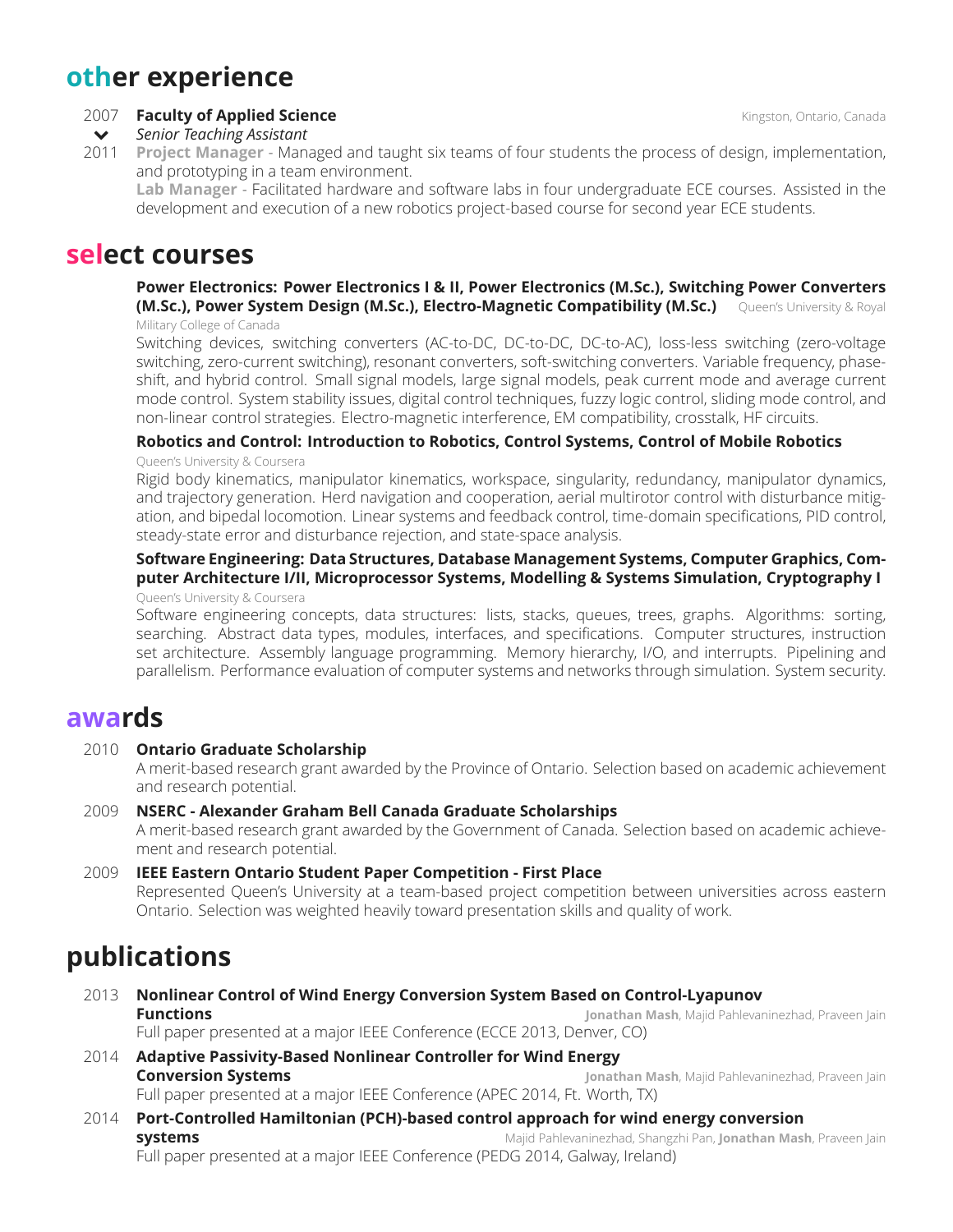## other experience

2007 – 2011 **Faculty of Applied Science** Kingston, Ontario, Canada
*Senior Teaching Assistant*
**Project Manager** - Managed and taught six teams of four students the process of design, implementation, and prototyping in a team environment.
**Lab Manager** - Facilitated hardware and software labs in four undergraduate ECE courses. Assisted in the development and execution of a new robotics project-based course for second year ECE students.

## select courses

**Power Electronics: Power Electronics I & II, Power Electronics (M.Sc.), Switching Power Converters (M.Sc.), Power System Design (M.Sc.), Electro-Magnetic Compatibility (M.Sc.)** Queen's University & Royal Military College of Canada
Switching devices, switching converters (AC-to-DC, DC-to-DC, DC-to-AC), loss-less switching (zero-voltage switching, zero-current switching), resonant converters, soft-switching converters. Variable frequency, phase-shift, and hybrid control. Small signal models, large signal models, peak current mode and average current mode control. System stability issues, digital control techniques, fuzzy logic control, sliding mode control, and non-linear control strategies. Electro-magnetic interference, EM compatibility, crosstalk, HF circuits.

**Robotics and Control: Introduction to Robotics, Control Systems, Control of Mobile Robotics** Queen's University & Coursera
Rigid body kinematics, manipulator kinematics, workspace, singularity, redundancy, manipulator dynamics, and trajectory generation. Herd navigation and cooperation, aerial multirotor control with disturbance mitigation, and bipedal locomotion. Linear systems and feedback control, time-domain specifications, PID control, steady-state error and disturbance rejection, and state-space analysis.

**Software Engineering: Data Structures, Database Management Systems, Computer Graphics, Computer Architecture I/II, Microprocessor Systems, Modelling & Systems Simulation, Cryptography I** Queen's University & Coursera
Software engineering concepts, data structures: lists, stacks, queues, trees, graphs. Algorithms: sorting, searching. Abstract data types, modules, interfaces, and specifications. Computer structures, instruction set architecture. Assembly language programming. Memory hierarchy, I/O, and interrupts. Pipelining and parallelism. Performance evaluation of computer systems and networks through simulation. System security.

## awards

2010 **Ontario Graduate Scholarship**
A merit-based research grant awarded by the Province of Ontario. Selection based on academic achievement and research potential.

2009 **NSERC - Alexander Graham Bell Canada Graduate Scholarships**
A merit-based research grant awarded by the Government of Canada. Selection based on academic achievement and research potential.

2009 **IEEE Eastern Ontario Student Paper Competition - First Place**
Represented Queen's University at a team-based project competition between universities across eastern Ontario. Selection was weighted heavily toward presentation skills and quality of work.

## publications

2013 **Nonlinear Control of Wind Energy Conversion System Based on Control-Lyapunov Functions** **Jonathan Mash**, Majid Pahlevaninezhad, Praveen Jain
Full paper presented at a major IEEE Conference (ECCE 2013, Denver, CO)

2014 **Adaptive Passivity-Based Nonlinear Controller for Wind Energy Conversion Systems** **Jonathan Mash**, Majid Pahlevaninezhad, Praveen Jain
Full paper presented at a major IEEE Conference (APEC 2014, Ft. Worth, TX)

2014 **Port-Controlled Hamiltonian (PCH)-based control approach for wind energy conversion systems** Majid Pahlevaninezhad, Shangzhi Pan, **Jonathan Mash**, Praveen Jain
Full paper presented at a major IEEE Conference (PEDG 2014, Galway, Ireland)